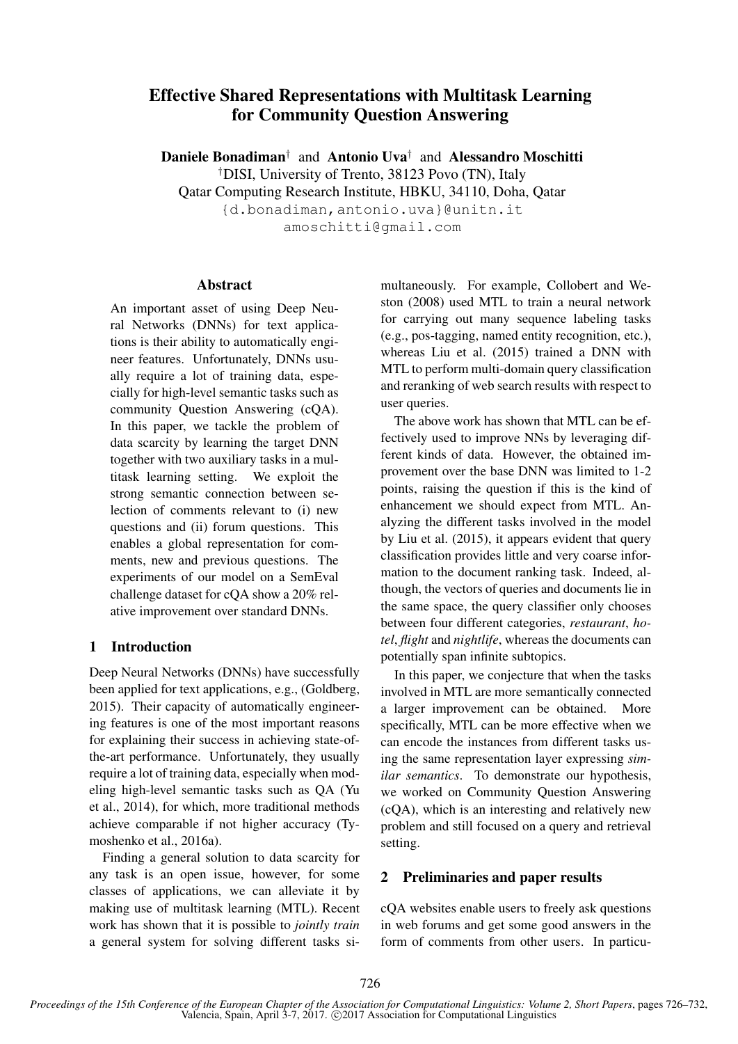# Effective Shared Representations with Multitask Learning for Community Question Answering

**Daniele Bonadiman**[†] and **Antonio Uva**[†] and **Alessandro Moschitti**

[†]DISI, University of Trento, 38123 Povo (TN), Italy

Qatar Computing Research Institute, HBKU, 34110, Doha, Qatar

{d.bonadiman,antonio.uva}@unitn.it

amoschitti@gmail.com

## Abstract

An important asset of using Deep Neural Networks (DNNs) for text applications is their ability to automatically engineer features. Unfortunately, DNNs usually require a lot of training data, especially for high-level semantic tasks such as community Question Answering (cQA). In this paper, we tackle the problem of data scarcity by learning the target DNN together with two auxiliary tasks in a multitask learning setting. We exploit the strong semantic connection between selection of comments relevant to (i) new questions and (ii) forum questions. This enables a global representation for comments, new and previous questions. The experiments of our model on a SemEval challenge dataset for cQA show a 20% relative improvement over standard DNNs.

## 1 Introduction

Deep Neural Networks (DNNs) have successfully been applied for text applications, e.g., (Goldberg, 2015). Their capacity of automatically engineering features is one of the most important reasons for explaining their success in achieving state-of-the-art performance. Unfortunately, they usually require a lot of training data, especially when modeling high-level semantic tasks such as QA (Yu et al., 2014), for which, more traditional methods achieve comparable if not higher accuracy (Tymoshenko et al., 2016a).

Finding a general solution to data scarcity for any task is an open issue, however, for some classes of applications, we can alleviate it by making use of multitask learning (MTL). Recent work has shown that it is possible to *jointly train* a general system for solving different tasks simultaneously. For example, Collobert and Weston (2008) used MTL to train a neural network for carrying out many sequence labeling tasks (e.g., pos-tagging, named entity recognition, etc.), whereas Liu et al. (2015) trained a DNN with MTL to perform multi-domain query classification and reranking of web search results with respect to user queries.

The above work has shown that MTL can be effectively used to improve NNs by leveraging different kinds of data. However, the obtained improvement over the base DNN was limited to 1-2 points, raising the question if this is the kind of enhancement we should expect from MTL. Analyzing the different tasks involved in the model by Liu et al. (2015), it appears evident that query classification provides little and very coarse information to the document ranking task. Indeed, although, the vectors of queries and documents lie in the same space, the query classifier only chooses between four different categories, *restaurant*, *hotel*, *flight* and *nightlife*, whereas the documents can potentially span infinite subtopics.

In this paper, we conjecture that when the tasks involved in MTL are more semantically connected a larger improvement can be obtained. More specifically, MTL can be more effective when we can encode the instances from different tasks using the same representation layer expressing *similar semantics*. To demonstrate our hypothesis, we worked on Community Question Answering (cQA), which is an interesting and relatively new problem and still focused on a query and retrieval setting.

## 2 Preliminaries and paper results

cQA websites enable users to freely ask questions in web forums and get some good answers in the form of comments from other users. In particu-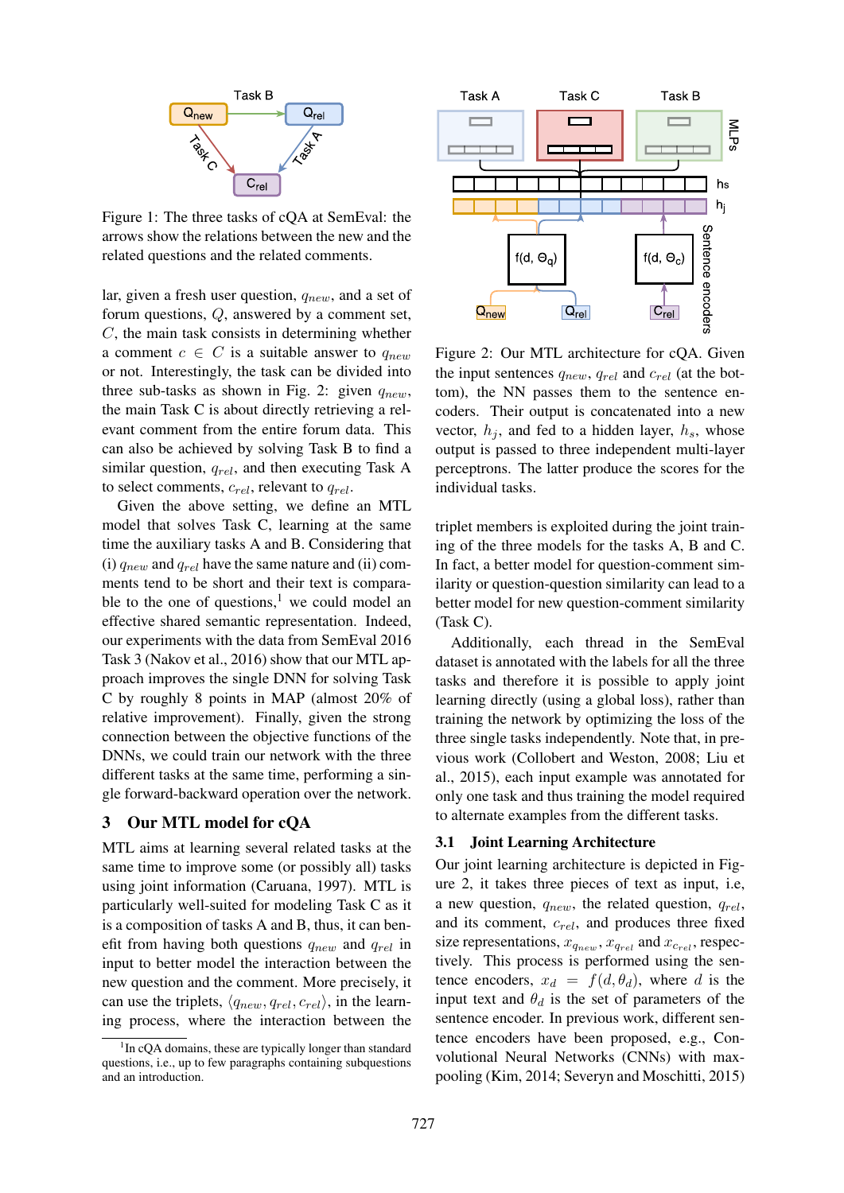Figure 1: The three tasks of cQA at SemEval: the arrows show the relations between the new and the related questions and the related comments.

lar, given a fresh user question, $q_{new}$, and a set of forum questions, $Q$, answered by a comment set, $C$, the main task consists in determining whether a comment $c \in C$ is a suitable answer to $q_{new}$ or not. Interestingly, the task can be divided into three sub-tasks as shown in Fig. 2: given $q_{new}$, the main Task C is about directly retrieving a relevant comment from the entire forum data. This can also be achieved by solving Task B to find a similar question, $q_{rel}$, and then executing Task A to select comments, $c_{rel}$, relevant to $q_{rel}$.

Given the above setting, we define an MTL model that solves Task C, learning at the same time the auxiliary tasks A and B. Considering that (i) $q_{new}$ and $q_{rel}$ have the same nature and (ii) comments tend to be short and their text is comparable to the one of questions,[1] we could model an effective shared semantic representation. Indeed, our experiments with the data from SemEval 2016 Task 3 (Nakov et al., 2016) show that our MTL approach improves the single DNN for solving Task C by roughly 8 points in MAP (almost 20% of relative improvement). Finally, given the strong connection between the objective functions of the DNNs, we could train our network with the three different tasks at the same time, performing a single forward-backward operation over the network.

## 3 Our MTL model for cQA

MTL aims at learning several related tasks at the same time to improve some (or possibly all) tasks using joint information (Caruana, 1997). MTL is particularly well-suited for modeling Task C as it is a composition of tasks A and B, thus, it can benefit from having both questions $q_{new}$ and $q_{rel}$ in input to better model the interaction between the new question and the comment. More precisely, it can use the triplets, $\langle q_{new}, q_{rel}, c_{rel} \rangle$, in the learning process, where the interaction between the triplet members is exploited during the joint training of the three models for the tasks A, B and C. In fact, a better model for question-comment similarity or question-question similarity can lead to a better model for new question-comment similarity (Task C).

[1] In cQA domains, these are typically longer than standard questions, i.e., up to few paragraphs containing subquestions and an introduction.

Figure 2: Our MTL architecture for cQA. Given the input sentences $q_{new}$, $q_{rel}$ and $c_{rel}$ (at the bottom), the NN passes them to the sentence encoders. Their output is concatenated into a new vector, $h_j$, and fed to a hidden layer, $h_s$, whose output is passed to three independent multi-layer perceptrons. The latter produce the scores for the individual tasks.

Additionally, each thread in the SemEval dataset is annotated with the labels for all the three tasks and therefore it is possible to apply joint learning directly (using a global loss), rather than training the network by optimizing the loss of the three single tasks independently. Note that, in previous work (Collobert and Weston, 2008; Liu et al., 2015), each input example was annotated for only one task and thus training the model required to alternate examples from the different tasks.

### 3.1 Joint Learning Architecture

Our joint learning architecture is depicted in Figure 2, it takes three pieces of text as input, i.e, a new question, $q_{new}$, the related question, $q_{rel}$, and its comment, $c_{rel}$, and produces three fixed size representations, $x_{q_{new}}$, $x_{q_{rel}}$ and $x_{c_{rel}}$, respectively. This process is performed using the sentence encoders, $x_d = f(d, \theta_d)$, where $d$ is the input text and $\theta_d$ is the set of parameters of the sentence encoder. In previous work, different sentence encoders have been proposed, e.g., Convolutional Neural Networks (CNNs) with max-pooling (Kim, 2014; Severyn and Moschitti, 2015)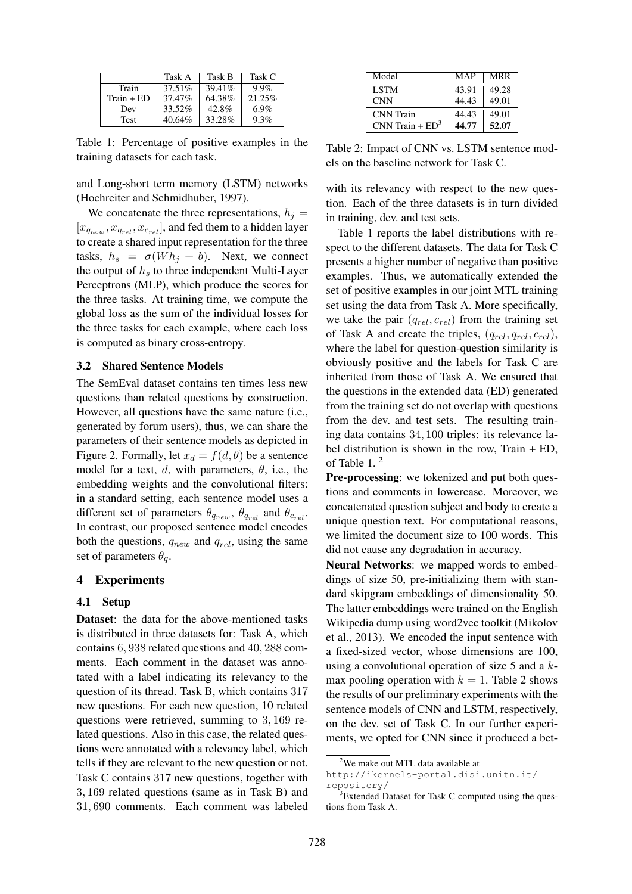|  | Task A | Task B | Task C |
| --- | --- | --- | --- |
| Train | 37.51% | 39.41% | 9.9% |
| Train + ED | 37.47% | 64.38% | 21.25% |
| Dev | 33.52% | 42.8% | 6.9% |
| Test | 40.64% | 33.28% | 9.3% |

Table 1: Percentage of positive examples in the training datasets for each task.

and Long-short term memory (LSTM) networks (Hochreiter and Schmidhuber, 1997).

We concatenate the three representations, $h_j = [x_{q_{new}}, x_{q_{rel}}, x_{c_{rel}}]$, and fed them to a hidden layer to create a shared input representation for the three tasks, $h_s = \sigma(Wh_j + b)$. Next, we connect the output of $h_s$ to three independent Multi-Layer Perceptrons (MLP), which produce the scores for the three tasks. At training time, we compute the global loss as the sum of the individual losses for the three tasks for each example, where each loss is computed as binary cross-entropy.

### 3.2 Shared Sentence Models

The SemEval dataset contains ten times less new questions than related questions by construction. However, all questions have the same nature (i.e., generated by forum users), thus, we can share the parameters of their sentence models as depicted in Figure 2. Formally, let $x_d = f(d, \theta)$ be a sentence model for a text, $d$, with parameters, $\theta$, i.e., the embedding weights and the convolutional filters: in a standard setting, each sentence model uses a different set of parameters $\theta_{q_{new}}$, $\theta_{q_{rel}}$ and $\theta_{c_{rel}}$. In contrast, our proposed sentence model encodes both the questions, $q_{new}$ and $q_{rel}$, using the same set of parameters $\theta_q$.

## 4 Experiments

### 4.1 Setup

**Dataset**: the data for the above-mentioned tasks is distributed in three datasets for: Task A, which contains 6,938 related questions and 40,288 comments. Each comment in the dataset was annotated with a label indicating its relevancy to the question of its thread. Task B, which contains 317 new questions. For each new question, 10 related questions were retrieved, summing to 3,169 related questions. Also in this case, the related questions were annotated with a relevancy label, which tells if they are relevant to the new question or not. Task C contains 317 new questions, together with 3,169 related questions (same as in Task B) and 31,690 comments. Each comment was labeled with its relevancy with respect to the new question. Each of the three datasets is in turn divided in training, dev. and test sets.

| Model | MAP | MRR |
| --- | --- | --- |
| LSTM | 43.91 | 49.28 |
| CNN | 44.43 | 49.01 |
| CNN Train | 44.43 | 49.01 |
| CNN Train + ED[3] | **44.77** | **52.07** |

Table 2: Impact of CNN vs. LSTM sentence models on the baseline network for Task C.

Table 1 reports the label distributions with respect to the different datasets. The data for Task C presents a higher number of negative than positive examples. Thus, we automatically extended the set of positive examples in our joint MTL training set using the data from Task A. More specifically, we take the pair $(q_{rel}, c_{rel})$ from the training set of Task A and create the triples, $(q_{rel}, q_{rel}, c_{rel})$, where the label for question-question similarity is obviously positive and the labels for Task C are inherited from those of Task A. We ensured that the questions in the extended data (ED) generated from the training set do not overlap with questions from the dev. and test sets. The resulting training data contains 34,100 triples: its relevance label distribution is shown in the row, Train + ED, of Table 1.[2]

**Pre-processing**: we tokenized and put both questions and comments in lowercase. Moreover, we concatenated question subject and body to create a unique question text. For computational reasons, we limited the document size to 100 words. This did not cause any degradation in accuracy.

**Neural Networks**: we mapped words to embeddings of size 50, pre-initializing them with standard skipgram embeddings of dimensionality 50. The latter embeddings were trained on the English Wikipedia dump using word2vec toolkit (Mikolov et al., 2013). We encoded the input sentence with a fixed-sized vector, whose dimensions are 100, using a convolutional operation of size 5 and a $k$-max pooling operation with $k = 1$. Table 2 shows the results of our preliminary experiments with the sentence models of CNN and LSTM, respectively, on the dev. set of Task C. In our further experiments, we opted for CNN since it produced a bet-

[2] We make out MTL data available at http://ikernels-portal.disi.unitn.it/repository/

[3] Extended Dataset for Task C computed using the questions from Task A.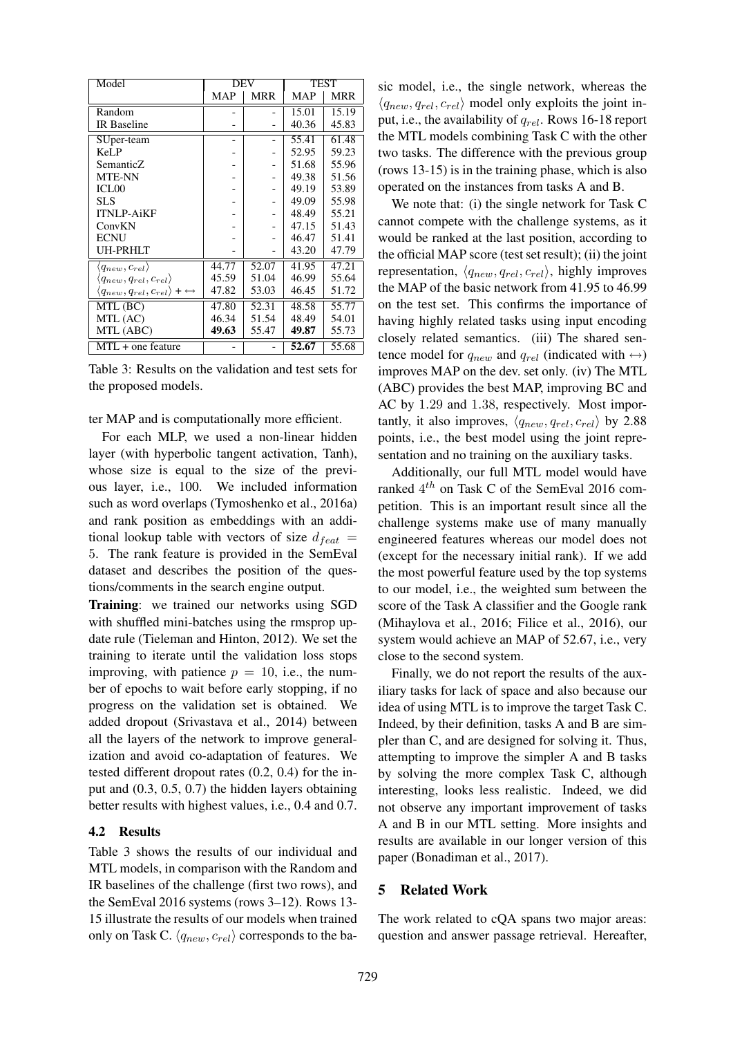| Model | DEV | | TEST | |
|---|---|---|---|---|
| | MAP | MRR | MAP | MRR |
| Random | - | - | 15.01 | 15.19 |
| IR Baseline | - | - | 40.36 | 45.83 |
| SUper-team | - | - | 55.41 | 61.48 |
| KeLP | - | - | 52.95 | 59.23 |
| SemanticZ | - | - | 51.68 | 55.96 |
| MTE-NN | - | - | 49.38 | 51.56 |
| ICL00 | - | - | 49.19 | 53.89 |
| SLS | - | - | 49.09 | 55.98 |
| ITNLP-AiKF | - | - | 48.49 | 55.21 |
| ConvKN | - | - | 47.15 | 51.43 |
| ECNU | - | - | 46.47 | 51.41 |
| UH-PRHLT | - | - | 43.20 | 47.79 |
| $\langle q_{new}, c_{rel} \rangle$ | 44.77 | 52.07 | 41.95 | 47.21 |
| $\langle q_{new}, q_{rel}, c_{rel} \rangle$ | 45.59 | 51.04 | 46.99 | 55.64 |
| $\langle q_{new}, q_{rel}, c_{rel} \rangle + \leftrightarrow$ | 47.82 | 53.03 | 46.45 | 51.72 |
| MTL (BC) | 47.80 | 52.31 | 48.58 | 55.77 |
| MTL (AC) | 46.34 | 51.54 | 48.49 | 54.01 |
| MTL (ABC) | **49.63** | 55.47 | **49.87** | 55.73 |
| MTL + one feature | - | - | **52.67** | 55.68 |

Table 3: Results on the validation and test sets for the proposed models.

ter MAP and is computationally more efficient.

For each MLP, we used a non-linear hidden layer (with hyperbolic tangent activation, Tanh), whose size is equal to the size of the previous layer, i.e., 100. We included information such as word overlaps (Tymoshenko et al., 2016a) and rank position as embeddings with an additional lookup table with vectors of size $d_{feat} = 5$. The rank feature is provided in the SemEval dataset and describes the position of the questions/comments in the search engine output.

**Training**: we trained our networks using SGD with shuffled mini-batches using the rmsprop update rule (Tieleman and Hinton, 2012). We set the training to iterate until the validation loss stops improving, with patience $p = 10$, i.e., the number of epochs to wait before early stopping, if no progress on the validation set is obtained. We added dropout (Srivastava et al., 2014) between all the layers of the network to improve generalization and avoid co-adaptation of features. We tested different dropout rates (0.2, 0.4) for the input and (0.3, 0.5, 0.7) the hidden layers obtaining better results with highest values, i.e., 0.4 and 0.7.

### 4.2 Results

Table 3 shows the results of our individual and MTL models, in comparison with the Random and IR baselines of the challenge (first two rows), and the SemEval 2016 systems (rows 3–12). Rows 13-15 illustrate the results of our models when trained only on Task C. $\langle q_{new}, c_{rel} \rangle$ corresponds to the basic model, i.e., the single network, whereas the $\langle q_{new}, q_{rel}, c_{rel} \rangle$ model only exploits the joint input, i.e., the availability of $q_{rel}$. Rows 16-18 report the MTL models combining Task C with the other two tasks. The difference with the previous group (rows 13-15) is in the training phase, which is also operated on the instances from tasks A and B.

We note that: (i) the single network for Task C cannot compete with the challenge systems, as it would be ranked at the last position, according to the official MAP score (test set result); (ii) the joint representation, $\langle q_{new}, q_{rel}, c_{rel} \rangle$, highly improves the MAP of the basic network from 41.95 to 46.99 on the test set. This confirms the importance of having highly related tasks using input encoding closely related semantics. (iii) The shared sentence model for $q_{new}$ and $q_{rel}$ (indicated with $\leftrightarrow$) improves MAP on the dev. set only. (iv) The MTL (ABC) provides the best MAP, improving BC and AC by 1.29 and 1.38, respectively. Most importantly, it also improves, $\langle q_{new}, q_{rel}, c_{rel} \rangle$ by 2.88 points, i.e., the best model using the joint representation and no training on the auxiliary tasks.

Additionally, our full MTL model would have ranked $4^{th}$ on Task C of the SemEval 2016 competition. This is an important result since all the challenge systems make use of many manually engineered features whereas our model does not (except for the necessary initial rank). If we add the most powerful feature used by the top systems to our model, i.e., the weighted sum between the score of the Task A classifier and the Google rank (Mihaylova et al., 2016; Filice et al., 2016), our system would achieve an MAP of 52.67, i.e., very close to the second system.

Finally, we do not report the results of the auxiliary tasks for lack of space and also because our idea of using MTL is to improve the target Task C. Indeed, by their definition, tasks A and B are simpler than C, and are designed for solving it. Thus, attempting to improve the simpler A and B tasks by solving the more complex Task C, although interesting, looks less realistic. Indeed, we did not observe any important improvement of tasks A and B in our MTL setting. More insights and results are available in our longer version of this paper (Bonadiman et al., 2017).

## 5 Related Work

The work related to cQA spans two major areas: question and answer passage retrieval. Hereafter,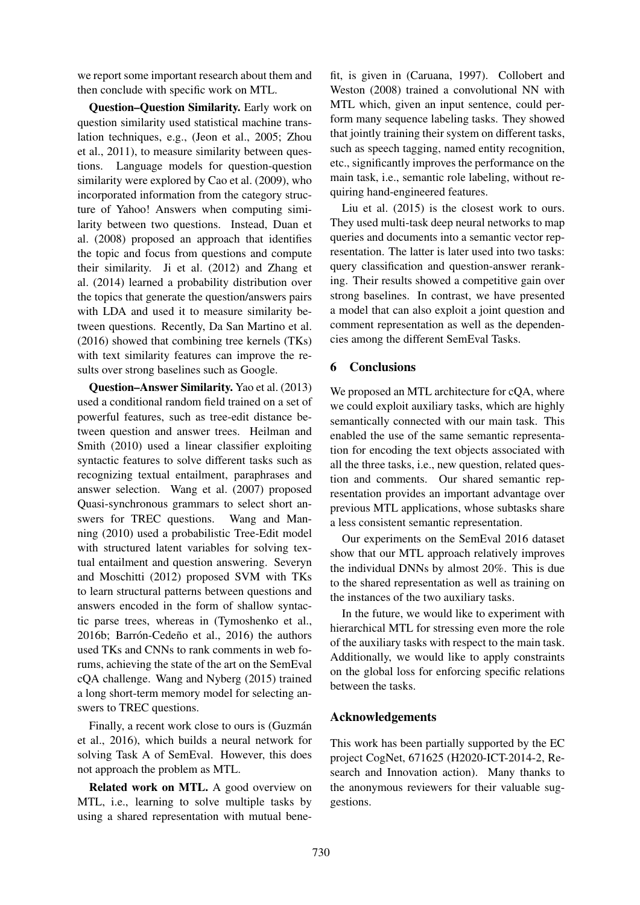we report some important research about them and then conclude with specific work on MTL.

**Question–Question Similarity.** Early work on question similarity used statistical machine translation techniques, e.g., (Jeon et al., 2005; Zhou et al., 2011), to measure similarity between questions. Language models for question-question similarity were explored by Cao et al. (2009), who incorporated information from the category structure of Yahoo! Answers when computing similarity between two questions. Instead, Duan et al. (2008) proposed an approach that identifies the topic and focus from questions and compute their similarity. Ji et al. (2012) and Zhang et al. (2014) learned a probability distribution over the topics that generate the question/answers pairs with LDA and used it to measure similarity between questions. Recently, Da San Martino et al. (2016) showed that combining tree kernels (TKs) with text similarity features can improve the results over strong baselines such as Google.

**Question–Answer Similarity.** Yao et al. (2013) used a conditional random field trained on a set of powerful features, such as tree-edit distance between question and answer trees. Heilman and Smith (2010) used a linear classifier exploiting syntactic features to solve different tasks such as recognizing textual entailment, paraphrases and answer selection. Wang et al. (2007) proposed Quasi-synchronous grammars to select short answers for TREC questions. Wang and Manning (2010) used a probabilistic Tree-Edit model with structured latent variables for solving textual entailment and question answering. Severyn and Moschitti (2012) proposed SVM with TKs to learn structural patterns between questions and answers encoded in the form of shallow syntactic parse trees, whereas in (Tymoshenko et al., 2016b; Barrón-Cedeño et al., 2016) the authors used TKs and CNNs to rank comments in web forums, achieving the state of the art on the SemEval cQA challenge. Wang and Nyberg (2015) trained a long short-term memory model for selecting answers to TREC questions.

Finally, a recent work close to ours is (Guzmán et al., 2016), which builds a neural network for solving Task A of SemEval. However, this does not approach the problem as MTL.

**Related work on MTL.** A good overview on MTL, i.e., learning to solve multiple tasks by using a shared representation with mutual benefit, is given in (Caruana, 1997). Collobert and Weston (2008) trained a convolutional NN with MTL which, given an input sentence, could perform many sequence labeling tasks. They showed that jointly training their system on different tasks, such as speech tagging, named entity recognition, etc., significantly improves the performance on the main task, i.e., semantic role labeling, without requiring hand-engineered features.

Liu et al. (2015) is the closest work to ours. They used multi-task deep neural networks to map queries and documents into a semantic vector representation. The latter is later used into two tasks: query classification and question-answer reranking. Their results showed a competitive gain over strong baselines. In contrast, we have presented a model that can also exploit a joint question and comment representation as well as the dependencies among the different SemEval Tasks.

## 6 Conclusions

We proposed an MTL architecture for cQA, where we could exploit auxiliary tasks, which are highly semantically connected with our main task. This enabled the use of the same semantic representation for encoding the text objects associated with all the three tasks, i.e., new question, related question and comments. Our shared semantic representation provides an important advantage over previous MTL applications, whose subtasks share a less consistent semantic representation.

Our experiments on the SemEval 2016 dataset show that our MTL approach relatively improves the individual DNNs by almost 20%. This is due to the shared representation as well as training on the instances of the two auxiliary tasks.

In the future, we would like to experiment with hierarchical MTL for stressing even more the role of the auxiliary tasks with respect to the main task. Additionally, we would like to apply constraints on the global loss for enforcing specific relations between the tasks.

## Acknowledgements

This work has been partially supported by the EC project CogNet, 671625 (H2020-ICT-2014-2, Research and Innovation action). Many thanks to the anonymous reviewers for their valuable suggestions.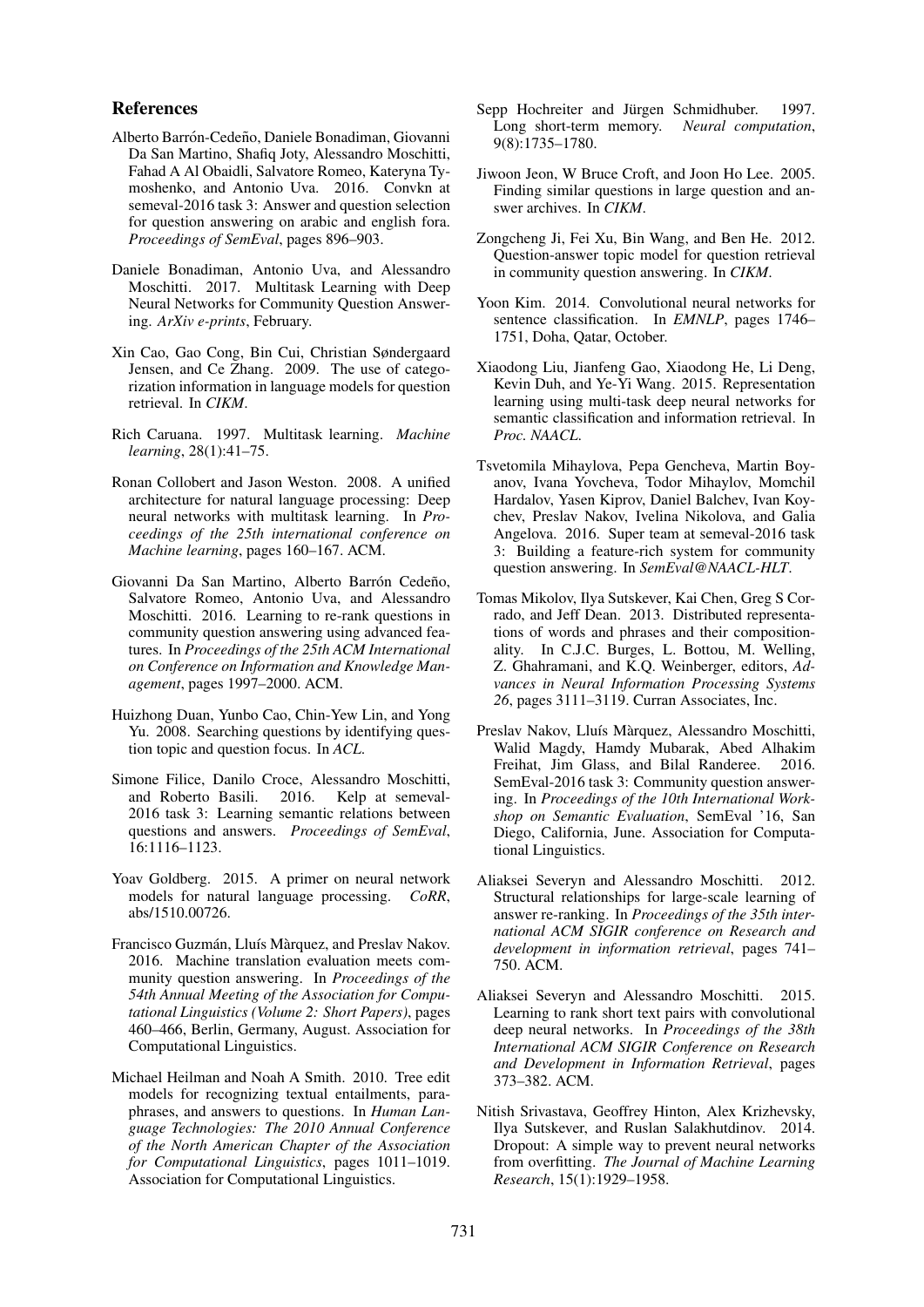## References

Alberto Barrón-Cedeño, Daniele Bonadiman, Giovanni Da San Martino, Shafiq Joty, Alessandro Moschitti, Fahad A Al Obaidli, Salvatore Romeo, Kateryna Tymoshenko, and Antonio Uva. 2016. Convkn at semeval-2016 task 3: Answer and question selection for question answering on arabic and english fora. *Proceedings of SemEval*, pages 896–903.

Daniele Bonadiman, Antonio Uva, and Alessandro Moschitti. 2017. Multitask Learning with Deep Neural Networks for Community Question Answering. *ArXiv e-prints*, February.

Xin Cao, Gao Cong, Bin Cui, Christian Søndergaard Jensen, and Ce Zhang. 2009. The use of categorization information in language models for question retrieval. In *CIKM*.

Rich Caruana. 1997. Multitask learning. *Machine learning*, 28(1):41–75.

Ronan Collobert and Jason Weston. 2008. A unified architecture for natural language processing: Deep neural networks with multitask learning. In *Proceedings of the 25th international conference on Machine learning*, pages 160–167. ACM.

Giovanni Da San Martino, Alberto Barrón Cedeño, Salvatore Romeo, Antonio Uva, and Alessandro Moschitti. 2016. Learning to re-rank questions in community question answering using advanced features. In *Proceedings of the 25th ACM International on Conference on Information and Knowledge Management*, pages 1997–2000. ACM.

Huizhong Duan, Yunbo Cao, Chin-Yew Lin, and Yong Yu. 2008. Searching questions by identifying question topic and question focus. In *ACL*.

Simone Filice, Danilo Croce, Alessandro Moschitti, and Roberto Basili. 2016. Kelp at semeval-2016 task 3: Learning semantic relations between questions and answers. *Proceedings of SemEval*, 16:1116–1123.

Yoav Goldberg. 2015. A primer on neural network models for natural language processing. *CoRR*, abs/1510.00726.

Francisco Guzmán, Lluís Màrquez, and Preslav Nakov. 2016. Machine translation evaluation meets community question answering. In *Proceedings of the 54th Annual Meeting of the Association for Computational Linguistics (Volume 2: Short Papers)*, pages 460–466, Berlin, Germany, August. Association for Computational Linguistics.

Michael Heilman and Noah A Smith. 2010. Tree edit models for recognizing textual entailments, paraphrases, and answers to questions. In *Human Language Technologies: The 2010 Annual Conference of the North American Chapter of the Association for Computational Linguistics*, pages 1011–1019. Association for Computational Linguistics.

Sepp Hochreiter and Jürgen Schmidhuber. 1997. Long short-term memory. *Neural computation*, 9(8):1735–1780.

Jiwoon Jeon, W Bruce Croft, and Joon Ho Lee. 2005. Finding similar questions in large question and answer archives. In *CIKM*.

Zongcheng Ji, Fei Xu, Bin Wang, and Ben He. 2012. Question-answer topic model for question retrieval in community question answering. In *CIKM*.

Yoon Kim. 2014. Convolutional neural networks for sentence classification. In *EMNLP*, pages 1746–1751, Doha, Qatar, October.

Xiaodong Liu, Jianfeng Gao, Xiaodong He, Li Deng, Kevin Duh, and Ye-Yi Wang. 2015. Representation learning using multi-task deep neural networks for semantic classification and information retrieval. In *Proc. NAACL*.

Tsvetomila Mihaylova, Pepa Gencheva, Martin Boyanov, Ivana Yovcheva, Todor Mihaylov, Momchil Hardalov, Yasen Kiprov, Daniel Balchev, Ivan Koychev, Preslav Nakov, Ivelina Nikolova, and Galia Angelova. 2016. Super team at semeval-2016 task 3: Building a feature-rich system for community question answering. In *SemEval@NAACL-HLT*.

Tomas Mikolov, Ilya Sutskever, Kai Chen, Greg S Corrado, and Jeff Dean. 2013. Distributed representations of words and phrases and their compositionality. In C.J.C. Burges, L. Bottou, M. Welling, Z. Ghahramani, and K.Q. Weinberger, editors, *Advances in Neural Information Processing Systems 26*, pages 3111–3119. Curran Associates, Inc.

Preslav Nakov, Lluís Màrquez, Alessandro Moschitti, Walid Magdy, Hamdy Mubarak, Abed Alhakim Freihat, Jim Glass, and Bilal Randeree. 2016. SemEval-2016 task 3: Community question answering. In *Proceedings of the 10th International Workshop on Semantic Evaluation*, SemEval '16, San Diego, California, June. Association for Computational Linguistics.

Aliaksei Severyn and Alessandro Moschitti. 2012. Structural relationships for large-scale learning of answer re-ranking. In *Proceedings of the 35th international ACM SIGIR conference on Research and development in information retrieval*, pages 741–750. ACM.

Aliaksei Severyn and Alessandro Moschitti. 2015. Learning to rank short text pairs with convolutional deep neural networks. In *Proceedings of the 38th International ACM SIGIR Conference on Research and Development in Information Retrieval*, pages 373–382. ACM.

Nitish Srivastava, Geoffrey Hinton, Alex Krizhevsky, Ilya Sutskever, and Ruslan Salakhutdinov. 2014. Dropout: A simple way to prevent neural networks from overfitting. *The Journal of Machine Learning Research*, 15(1):1929–1958.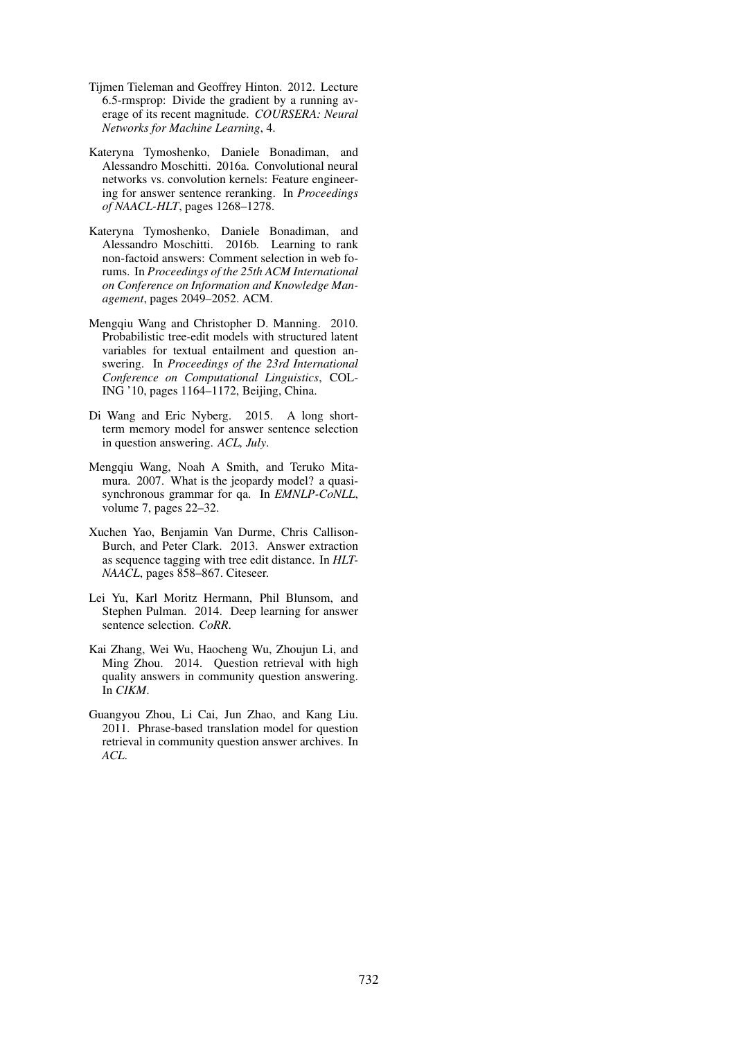Tijmen Tieleman and Geoffrey Hinton. 2012. Lecture 6.5-rmsprop: Divide the gradient by a running average of its recent magnitude. *COURSERA: Neural Networks for Machine Learning*, 4.

Kateryna Tymoshenko, Daniele Bonadiman, and Alessandro Moschitti. 2016a. Convolutional neural networks vs. convolution kernels: Feature engineering for answer sentence reranking. In *Proceedings of NAACL-HLT*, pages 1268–1278.

Kateryna Tymoshenko, Daniele Bonadiman, and Alessandro Moschitti. 2016b. Learning to rank non-factoid answers: Comment selection in web forums. In *Proceedings of the 25th ACM International on Conference on Information and Knowledge Management*, pages 2049–2052. ACM.

Mengqiu Wang and Christopher D. Manning. 2010. Probabilistic tree-edit models with structured latent variables for textual entailment and question answering. In *Proceedings of the 23rd International Conference on Computational Linguistics*, COLING '10, pages 1164–1172, Beijing, China.

Di Wang and Eric Nyberg. 2015. A long short-term memory model for answer sentence selection in question answering. *ACL, July*.

Mengqiu Wang, Noah A Smith, and Teruko Mitamura. 2007. What is the jeopardy model? a quasi-synchronous grammar for qa. In *EMNLP-CoNLL*, volume 7, pages 22–32.

Xuchen Yao, Benjamin Van Durme, Chris Callison-Burch, and Peter Clark. 2013. Answer extraction as sequence tagging with tree edit distance. In *HLT-NAACL*, pages 858–867. Citeseer.

Lei Yu, Karl Moritz Hermann, Phil Blunsom, and Stephen Pulman. 2014. Deep learning for answer sentence selection. *CoRR*.

Kai Zhang, Wei Wu, Haocheng Wu, Zhoujun Li, and Ming Zhou. 2014. Question retrieval with high quality answers in community question answering. In *CIKM*.

Guangyou Zhou, Li Cai, Jun Zhao, and Kang Liu. 2011. Phrase-based translation model for question retrieval in community question answer archives. In *ACL*.